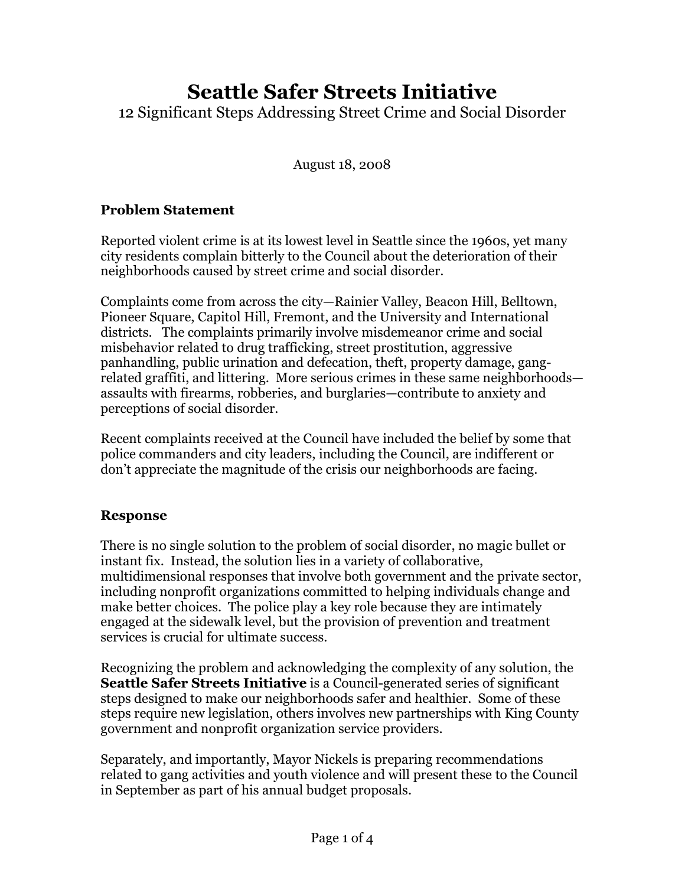# Seattle Safer Streets Initiative

12 Significant Steps Addressing Street Crime and Social Disorder

August 18, 2008

### Problem Statement

Reported violent crime is at its lowest level in Seattle since the 1960s, yet many city residents complain bitterly to the Council about the deterioration of their neighborhoods caused by street crime and social disorder.

Complaints come from across the city—Rainier Valley, Beacon Hill, Belltown, Pioneer Square, Capitol Hill, Fremont, and the University and International districts. The complaints primarily involve misdemeanor crime and social misbehavior related to drug trafficking, street prostitution, aggressive panhandling, public urination and defecation, theft, property damage, gang-related graffiti, and littering. More serious crimes in these same neighborhoods—assaults with firearms, robberies, and burglaries—contribute to anxiety and perceptions of social disorder.

Recent complaints received at the Council have included the belief by some that police commanders and city leaders, including the Council, are indifferent or don't appreciate the magnitude of the crisis our neighborhoods are facing.

### Response

There is no single solution to the problem of social disorder, no magic bullet or instant fix. Instead, the solution lies in a variety of collaborative, multidimensional responses that involve both government and the private sector, including nonprofit organizations committed to helping individuals change and make better choices. The police play a key role because they are intimately engaged at the sidewalk level, but the provision of prevention and treatment services is crucial for ultimate success.

Recognizing the problem and acknowledging the complexity of any solution, the **Seattle Safer Streets Initiative** is a Council-generated series of significant steps designed to make our neighborhoods safer and healthier. Some of these steps require new legislation, others involves new partnerships with King County government and nonprofit organization service providers.

Separately, and importantly, Mayor Nickels is preparing recommendations related to gang activities and youth violence and will present these to the Council in September as part of his annual budget proposals.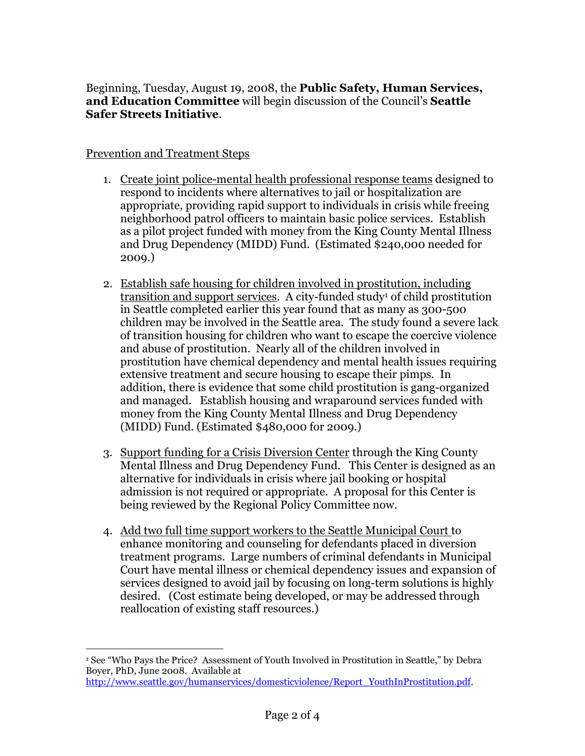Beginning, Tuesday, August 19, 2008, the **Public Safety, Human Services, and Education Committee** will begin discussion of the Council's **Seattle Safer Streets Initiative**.

Prevention and Treatment Steps

1. Create joint police-mental health professional response teams designed to respond to incidents where alternatives to jail or hospitalization are appropriate, providing rapid support to individuals in crisis while freeing neighborhood patrol officers to maintain basic police services. Establish as a pilot project funded with money from the King County Mental Illness and Drug Dependency (MIDD) Fund. (Estimated $240,000 needed for 2009.)

2. Establish safe housing for children involved in prostitution, including transition and support services. A city-funded study[1] of child prostitution in Seattle completed earlier this year found that as many as 300-500 children may be involved in the Seattle area. The study found a severe lack of transition housing for children who want to escape the coercive violence and abuse of prostitution. Nearly all of the children involved in prostitution have chemical dependency and mental health issues requiring extensive treatment and secure housing to escape their pimps. In addition, there is evidence that some child prostitution is gang-organized and managed. Establish housing and wraparound services funded with money from the King County Mental Illness and Drug Dependency (MIDD) Fund. (Estimated $480,000 for 2009.)

3. Support funding for a Crisis Diversion Center through the King County Mental Illness and Drug Dependency Fund. This Center is designed as an alternative for individuals in crisis where jail booking or hospital admission is not required or appropriate. A proposal for this Center is being reviewed by the Regional Policy Committee now.

4. Add two full time support workers to the Seattle Municipal Court to enhance monitoring and counseling for defendants placed in diversion treatment programs. Large numbers of criminal defendants in Municipal Court have mental illness or chemical dependency issues and expansion of services designed to avoid jail by focusing on long-term solutions is highly desired. (Cost estimate being developed, or may be addressed through reallocation of existing staff resources.)

---

[1] See "Who Pays the Price? Assessment of Youth Involved in Prostitution in Seattle," by Debra Boyer, PhD, June 2008. Available at http://www.seattle.gov/humanservices/domesticviolence/Report_YouthInProstitution.pdf.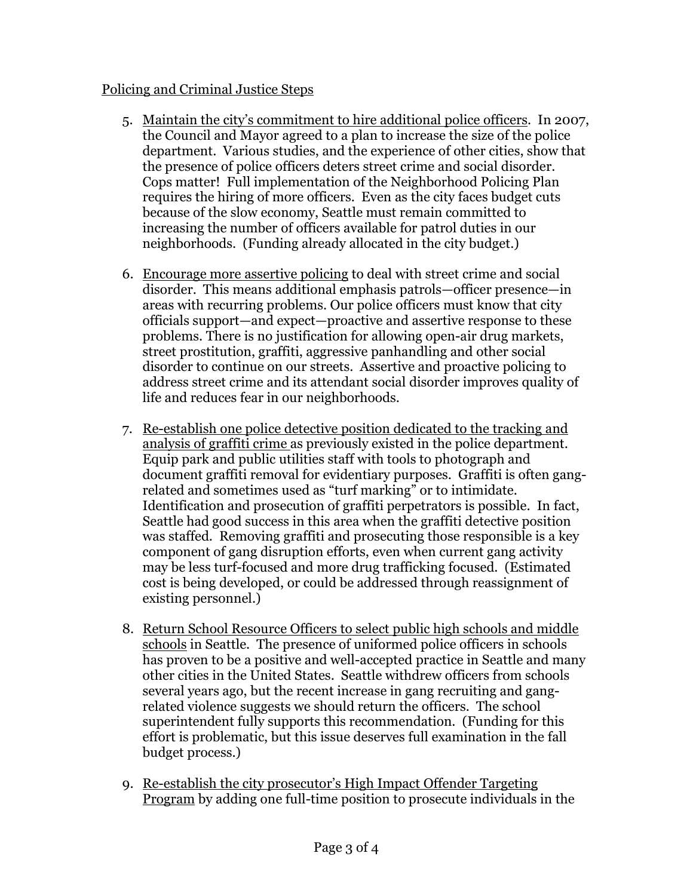Policing and Criminal Justice Steps

5. Maintain the city's commitment to hire additional police officers. In 2007, the Council and Mayor agreed to a plan to increase the size of the police department. Various studies, and the experience of other cities, show that the presence of police officers deters street crime and social disorder. Cops matter! Full implementation of the Neighborhood Policing Plan requires the hiring of more officers. Even as the city faces budget cuts because of the slow economy, Seattle must remain committed to increasing the number of officers available for patrol duties in our neighborhoods. (Funding already allocated in the city budget.)

6. Encourage more assertive policing to deal with street crime and social disorder. This means additional emphasis patrols—officer presence—in areas with recurring problems. Our police officers must know that city officials support—and expect—proactive and assertive response to these problems. There is no justification for allowing open-air drug markets, street prostitution, graffiti, aggressive panhandling and other social disorder to continue on our streets. Assertive and proactive policing to address street crime and its attendant social disorder improves quality of life and reduces fear in our neighborhoods.

7. Re-establish one police detective position dedicated to the tracking and analysis of graffiti crime as previously existed in the police department. Equip park and public utilities staff with tools to photograph and document graffiti removal for evidentiary purposes. Graffiti is often gang-related and sometimes used as "turf marking" or to intimidate. Identification and prosecution of graffiti perpetrators is possible. In fact, Seattle had good success in this area when the graffiti detective position was staffed. Removing graffiti and prosecuting those responsible is a key component of gang disruption efforts, even when current gang activity may be less turf-focused and more drug trafficking focused. (Estimated cost is being developed, or could be addressed through reassignment of existing personnel.)

8. Return School Resource Officers to select public high schools and middle schools in Seattle. The presence of uniformed police officers in schools has proven to be a positive and well-accepted practice in Seattle and many other cities in the United States. Seattle withdrew officers from schools several years ago, but the recent increase in gang recruiting and gang-related violence suggests we should return the officers. The school superintendent fully supports this recommendation. (Funding for this effort is problematic, but this issue deserves full examination in the fall budget process.)

9. Re-establish the city prosecutor's High Impact Offender Targeting Program by adding one full-time position to prosecute individuals in the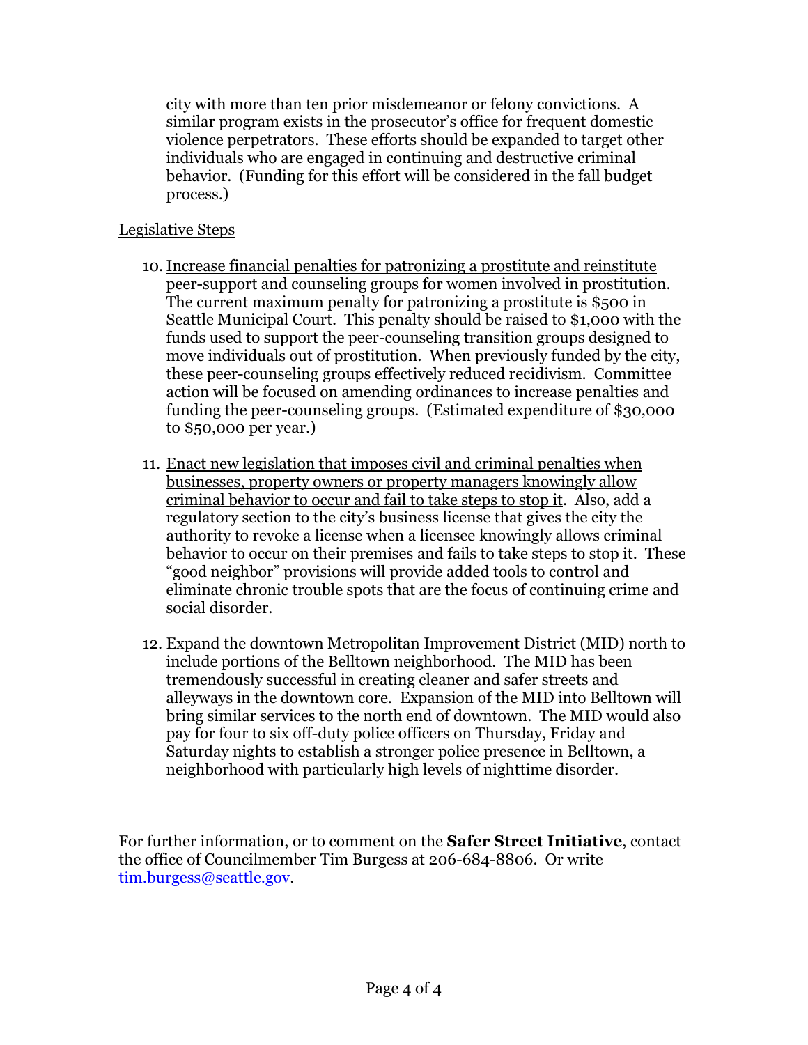city with more than ten prior misdemeanor or felony convictions. A similar program exists in the prosecutor's office for frequent domestic violence perpetrators. These efforts should be expanded to target other individuals who are engaged in continuing and destructive criminal behavior. (Funding for this effort will be considered in the fall budget process.)

Legislative Steps

10. Increase financial penalties for patronizing a prostitute and reinstitute peer-support and counseling groups for women involved in prostitution. The current maximum penalty for patronizing a prostitute is $500 in Seattle Municipal Court. This penalty should be raised to $1,000 with the funds used to support the peer-counseling transition groups designed to move individuals out of prostitution. When previously funded by the city, these peer-counseling groups effectively reduced recidivism. Committee action will be focused on amending ordinances to increase penalties and funding the peer-counseling groups. (Estimated expenditure of $30,000 to $50,000 per year.)

11. Enact new legislation that imposes civil and criminal penalties when businesses, property owners or property managers knowingly allow criminal behavior to occur and fail to take steps to stop it. Also, add a regulatory section to the city's business license that gives the city the authority to revoke a license when a licensee knowingly allows criminal behavior to occur on their premises and fails to take steps to stop it. These "good neighbor" provisions will provide added tools to control and eliminate chronic trouble spots that are the focus of continuing crime and social disorder.

12. Expand the downtown Metropolitan Improvement District (MID) north to include portions of the Belltown neighborhood. The MID has been tremendously successful in creating cleaner and safer streets and alleyways in the downtown core. Expansion of the MID into Belltown will bring similar services to the north end of downtown. The MID would also pay for four to six off-duty police officers on Thursday, Friday and Saturday nights to establish a stronger police presence in Belltown, a neighborhood with particularly high levels of nighttime disorder.

For further information, or to comment on the **Safer Street Initiative**, contact the office of Councilmember Tim Burgess at 206-684-8806. Or write tim.burgess@seattle.gov.